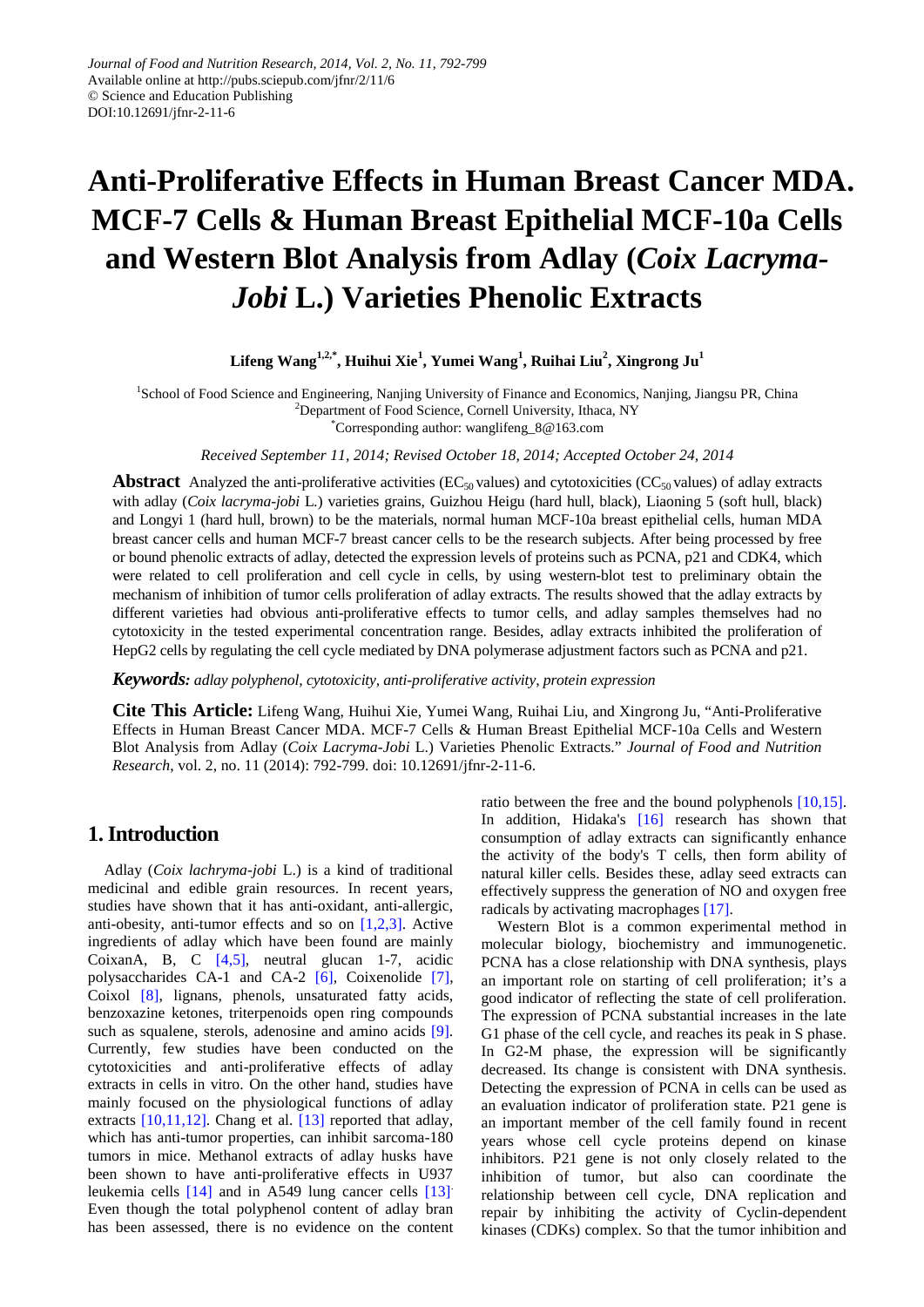Journal of Food and Nutrition Research, 2014, Vol. 2, No. 11, 792-799
Available online at http://pubs.sciepub.com/jfnr/2/11/6
© Science and Education Publishing
DOI:10.12691/jfnr-2-11-6

# Anti-Proliferative Effects in Human Breast Cancer MDA. MCF-7 Cells & Human Breast Epithelial MCF-10a Cells and Western Blot Analysis from Adlay (*Coix Lacryma-Jobi* L.) Varieties Phenolic Extracts

**Lifeng Wang[1,2,*], Huihui Xie[1], Yumei Wang[1], Ruihai Liu[2], Xingrong Ju[1]**

[1]School of Food Science and Engineering, Nanjing University of Finance and Economics, Nanjing, Jiangsu PR, China
[2]Department of Food Science, Cornell University, Ithaca, NY
[*]Corresponding author: wanglifeng_8@163.com

*Received September 11, 2014; Revised October 18, 2014; Accepted October 24, 2014*

**Abstract** Analyzed the anti-proliferative activities ($EC_{50}$ values) and cytotoxicities ($CC_{50}$ values) of adlay extracts with adlay (*Coix lacryma-jobi* L.) varieties grains, Guizhou Heigu (hard hull, black), Liaoning 5 (soft hull, black) and Longyi 1 (hard hull, brown) to be the materials, normal human MCF-10a breast epithelial cells, human MDA breast cancer cells and human MCF-7 breast cancer cells to be the research subjects. After being processed by free or bound phenolic extracts of adlay, detected the expression levels of proteins such as PCNA, p21 and CDK4, which were related to cell proliferation and cell cycle in cells, by using western-blot test to preliminary obtain the mechanism of inhibition of tumor cells proliferation of adlay extracts. The results showed that the adlay extracts by different varieties had obvious anti-proliferative effects to tumor cells, and adlay samples themselves had no cytotoxicity in the tested experimental concentration range. Besides, adlay extracts inhibited the proliferation of HepG2 cells by regulating the cell cycle mediated by DNA polymerase adjustment factors such as PCNA and p21.

***Keywords:*** *adlay polyphenol, cytotoxicity, anti-proliferative activity, protein expression*

**Cite This Article:** Lifeng Wang, Huihui Xie, Yumei Wang, Ruihai Liu, and Xingrong Ju, "Anti-Proliferative Effects in Human Breast Cancer MDA. MCF-7 Cells & Human Breast Epithelial MCF-10a Cells and Western Blot Analysis from Adlay (*Coix Lacryma-Jobi* L.) Varieties Phenolic Extracts." *Journal of Food and Nutrition Research*, vol. 2, no. 11 (2014): 792-799. doi: 10.12691/jfnr-2-11-6.

## 1. Introduction

Adlay (*Coix lachryma-jobi* L.) is a kind of traditional medicinal and edible grain resources. In recent years, studies have shown that it has anti-oxidant, anti-allergic, anti-obesity, anti-tumor effects and so on [1,2,3]. Active ingredients of adlay which have been found are mainly CoixanA, B, C [4,5], neutral glucan 1-7, acidic polysaccharides CA-1 and CA-2 [6], Coixenolide [7], Coixol [8], lignans, phenols, unsaturated fatty acids, benzoxazine ketones, triterpenoids open ring compounds such as squalene, sterols, adenosine and amino acids [9]. Currently, few studies have been conducted on the cytotoxicities and anti-proliferative effects of adlay extracts in cells in vitro. On the other hand, studies have mainly focused on the physiological functions of adlay extracts [10,11,12]. Chang et al. [13] reported that adlay, which has anti-tumor properties, can inhibit sarcoma-180 tumors in mice. Methanol extracts of adlay husks have been shown to have anti-proliferative effects in U937 leukemia cells [14] and in A549 lung cancer cells [13]. Even though the total polyphenol content of adlay bran has been assessed, there is no evidence on the content ratio between the free and the bound polyphenols [10,15]. In addition, Hidaka's [16] research has shown that consumption of adlay extracts can significantly enhance the activity of the body's T cells, then form ability of natural killer cells. Besides these, adlay seed extracts can effectively suppress the generation of NO and oxygen free radicals by activating macrophages [17].

Western Blot is a common experimental method in molecular biology, biochemistry and immunogenetic. PCNA has a close relationship with DNA synthesis, plays an important role on starting of cell proliferation; it's a good indicator of reflecting the state of cell proliferation. The expression of PCNA substantial increases in the late G1 phase of the cell cycle, and reaches its peak in S phase. In G2-M phase, the expression will be significantly decreased. Its change is consistent with DNA synthesis. Detecting the expression of PCNA in cells can be used as an evaluation indicator of proliferation state. P21 gene is an important member of the cell family found in recent years whose cell cycle proteins depend on kinase inhibitors. P21 gene is not only closely related to the inhibition of tumor, but also can coordinate the relationship between cell cycle, DNA replication and repair by inhibiting the activity of Cyclin-dependent kinases (CDKs) complex. So that the tumor inhibition and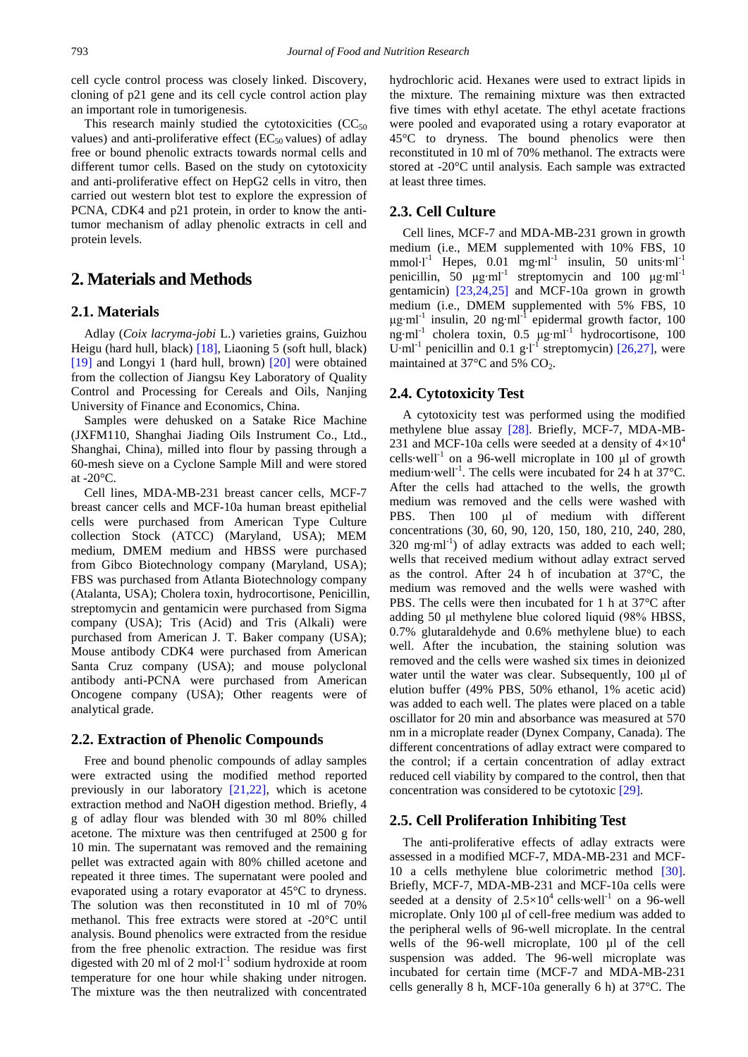cell cycle control process was closely linked. Discovery, cloning of p21 gene and its cell cycle control action play an important role in tumorigenesis.

This research mainly studied the cytotoxicities ($CC_{50}$ values) and anti-proliferative effect ($EC_{50}$ values) of adlay free or bound phenolic extracts towards normal cells and different tumor cells. Based on the study on cytotoxicity and anti-proliferative effect on HepG2 cells in vitro, then carried out western blot test to explore the expression of PCNA, CDK4 and p21 protein, in order to know the anti-tumor mechanism of adlay phenolic extracts in cell and protein levels.

## 2. Materials and Methods

### 2.1. Materials

Adlay (*Coix lacryma-jobi* L.) varieties grains, Guizhou Heigu (hard hull, black) [18], Liaoning 5 (soft hull, black) [19] and Longyi 1 (hard hull, brown) [20] were obtained from the collection of Jiangsu Key Laboratory of Quality Control and Processing for Cereals and Oils, Nanjing University of Finance and Economics, China.

Samples were dehusked on a Satake Rice Machine (JXFM110, Shanghai Jiading Oils Instrument Co., Ltd., Shanghai, China), milled into flour by passing through a 60-mesh sieve on a Cyclone Sample Mill and were stored at -20°C.

Cell lines, MDA-MB-231 breast cancer cells, MCF-7 breast cancer cells and MCF-10a human breast epithelial cells were purchased from American Type Culture collection Stock (ATCC) (Maryland, USA); MEM medium, DMEM medium and HBSS were purchased from Gibco Biotechnology company (Maryland, USA); FBS was purchased from Atlanta Biotechnology company (Atalanta, USA); Cholera toxin, hydrocortisone, Penicillin, streptomycin and gentamicin were purchased from Sigma company (USA); Tris (Acid) and Tris (Alkali) were purchased from American J. T. Baker company (USA); Mouse antibody CDK4 were purchased from American Santa Cruz company (USA); and mouse polyclonal antibody anti-PCNA were purchased from American Oncogene company (USA); Other reagents were of analytical grade.

### 2.2. Extraction of Phenolic Compounds

Free and bound phenolic compounds of adlay samples were extracted using the modified method reported previously in our laboratory [21,22], which is acetone extraction method and NaOH digestion method. Briefly, 4 g of adlay flour was blended with 30 ml 80% chilled acetone. The mixture was then centrifuged at 2500 g for 10 min. The supernatant was removed and the remaining pellet was extracted again with 80% chilled acetone and repeated it three times. The supernatant were pooled and evaporated using a rotary evaporator at 45°C to dryness. The solution was then reconstituted in 10 ml of 70% methanol. This free extracts were stored at -20°C until analysis. Bound phenolics were extracted from the residue from the free phenolic extraction. The residue was first digested with 20 ml of 2 $mol \cdot l^{-1}$ sodium hydroxide at room temperature for one hour while shaking under nitrogen. The mixture was the then neutralized with concentrated hydrochloric acid. Hexanes were used to extract lipids in the mixture. The remaining mixture was then extracted five times with ethyl acetate. The ethyl acetate fractions were pooled and evaporated using a rotary evaporator at 45°C to dryness. The bound phenolics were then reconstituted in 10 ml of 70% methanol. The extracts were stored at -20°C until analysis. Each sample was extracted at least three times.

### 2.3. Cell Culture

Cell lines, MCF-7 and MDA-MB-231 grown in growth medium (i.e., MEM supplemented with 10% FBS, 10 $mmol \cdot l^{-1}$ Hepes, 0.01 $mg \cdot ml^{-1}$ insulin, 50 $units \cdot ml^{-1}$ penicillin, 50 $\mu g \cdot ml^{-1}$ streptomycin and 100 $\mu g \cdot ml^{-1}$ gentamicin) [23,24,25] and MCF-10a grown in growth medium (i.e., DMEM supplemented with 5% FBS, 10 $\mu g \cdot ml^{-1}$ insulin, 20 $ng \cdot ml^{-1}$ epidermal growth factor, 100 $ng \cdot ml^{-1}$ cholera toxin, 0.5 $\mu g \cdot ml^{-1}$ hydrocortisone, 100 $U \cdot ml^{-1}$ penicillin and 0.1 $g \cdot l^{-1}$ streptomycin) [26,27], were maintained at 37°C and 5% $CO_2$.

### 2.4. Cytotoxicity Test

A cytotoxicity test was performed using the modified methylene blue assay [28]. Briefly, MCF-7, MDA-MB-231 and MCF-10a cells were seeded at a density of $4 \times 10^4$ $cells \cdot well^{-1}$ on a 96-well microplate in 100 µl of growth $medium \cdot well^{-1}$. The cells were incubated for 24 h at 37°C. After the cells had attached to the wells, the growth medium was removed and the cells were washed with PBS. Then 100 µl of medium with different concentrations (30, 60, 90, 120, 150, 180, 210, 240, 280, 320 $mg \cdot ml^{-1}$) of adlay extracts was added to each well; wells that received medium without adlay extract served as the control. After 24 h of incubation at 37°C, the medium was removed and the wells were washed with PBS. The cells were then incubated for 1 h at 37°C after adding 50 µl methylene blue colored liquid (98% HBSS, 0.7% glutaraldehyde and 0.6% methylene blue) to each well. After the incubation, the staining solution was removed and the cells were washed six times in deionized water until the water was clear. Subsequently, 100 µl of elution buffer (49% PBS, 50% ethanol, 1% acetic acid) was added to each well. The plates were placed on a table oscillator for 20 min and absorbance was measured at 570 nm in a microplate reader (Dynex Company, Canada). The different concentrations of adlay extract were compared to the control; if a certain concentration of adlay extract reduced cell viability by compared to the control, then that concentration was considered to be cytotoxic [29].

### 2.5. Cell Proliferation Inhibiting Test

The anti-proliferative effects of adlay extracts were assessed in a modified MCF-7, MDA-MB-231 and MCF-10 a cells methylene blue colorimetric method [30]. Briefly, MCF-7, MDA-MB-231 and MCF-10a cells were seeded at a density of $2.5 \times 10^4$ $cells \cdot well^{-1}$ on a 96-well microplate. Only 100 µl of cell-free medium was added to the peripheral wells of 96-well microplate. In the central wells of the 96-well microplate, 100 µl of the cell suspension was added. The 96-well microplate was incubated for certain time (MCF-7 and MDA-MB-231 cells generally 8 h, MCF-10a generally 6 h) at 37°C. The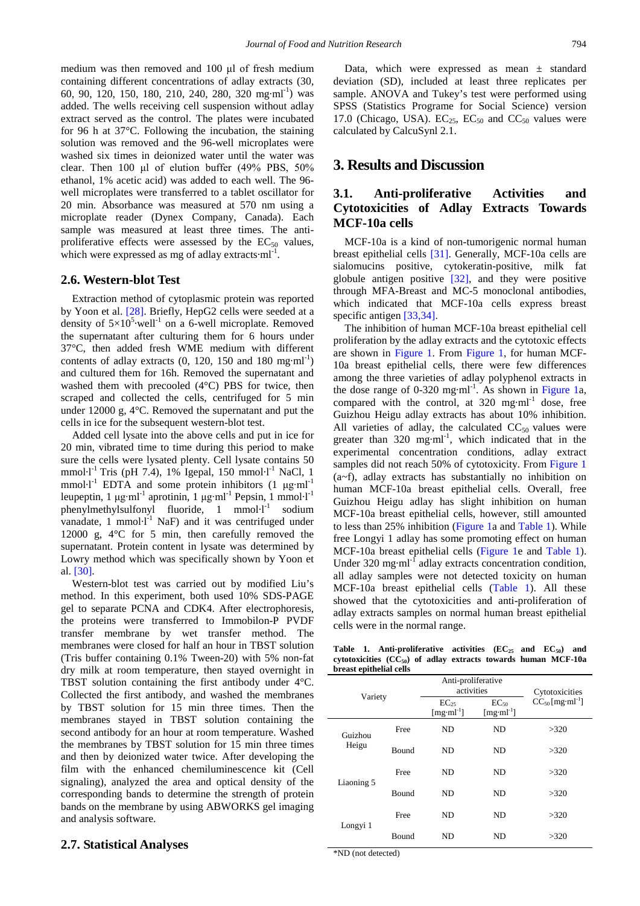medium was then removed and 100 μl of fresh medium containing different concentrations of adlay extracts (30, 60, 90, 120, 150, 180, 210, 240, 280, 320 $mg·ml^{-1}$) was added. The wells receiving cell suspension without adlay extract served as the control. The plates were incubated for 96 h at 37°C. Following the incubation, the staining solution was removed and the 96-well microplates were washed six times in deionized water until the water was clear. Then 100 μl of elution buffer (49% PBS, 50% ethanol, 1% acetic acid) was added to each well. The 96-well microplates were transferred to a tablet oscillator for 20 min. Absorbance was measured at 570 nm using a microplate reader (Dynex Company, Canada). Each sample was measured at least three times. The anti-proliferative effects were assessed by the $EC_{50}$ values, which were expressed as mg of adlay $extracts·ml^{-1}$.

## 2.6. Western-blot Test

Extraction method of cytoplasmic protein was reported by Yoon et al. [28]. Briefly, HepG2 cells were seeded at a density of $5×10^5·well^{-1}$ on a 6-well microplate. Removed the supernatant after culturing them for 6 hours under 37°C, then added fresh WME medium with different contents of adlay extracts (0, 120, 150 and 180 $mg·ml^{-1}$) and cultured them for 16h. Removed the supernatant and washed them with precooled (4°C) PBS for twice, then scraped and collected the cells, centrifuged for 5 min under 12000 g, 4°C. Removed the supernatant and put the cells in ice for the subsequent western-blot test.

Added cell lysate into the above cells and put in ice for 20 min, vibrated time to time during this period to make sure the cells were lysated plenty. Cell lysate contains 50 $mmol·l^{-1}$ Tris (pH 7.4), 1% Igepal, 150 $mmol·l^{-1}$ NaCl, 1 $mmol·l^{-1}$ EDTA and some protein inhibitors (1 $μg·ml^{-1}$ leupeptin, 1 $μg·ml^{-1}$ aprotinin, 1 $μg·ml^{-1}$ Pepsin, 1 $mmol·l^{-1}$ phenylmethylsulfonyl fluoride, 1 $mmol·l^{-1}$ sodium vanadate, 1 $mmol·l^{-1}$ NaF) and it was centrifuged under 12000 g, 4°C for 5 min, then carefully removed the supernatant. Protein content in lysate was determined by Lowry method which was specifically shown by Yoon et al. [30].

Western-blot test was carried out by modified Liu's method. In this experiment, both used 10% SDS-PAGE gel to separate PCNA and CDK4. After electrophoresis, the proteins were transferred to Immobilon-P PVDF transfer membrane by wet transfer method. The membranes were closed for half an hour in TBST solution (Tris buffer containing 0.1% Tween-20) with 5% non-fat dry milk at room temperature, then stayed overnight in TBST solution containing the first antibody under 4°C. Collected the first antibody, and washed the membranes by TBST solution for 15 min three times. Then the membranes stayed in TBST solution containing the second antibody for an hour at room temperature. Washed the membranes by TBST solution for 15 min three times and then by deionized water twice. After developing the film with the enhanced chemiluminescence kit (Cell signaling), analyzed the area and optical density of the corresponding bands to determine the strength of protein bands on the membrane by using ABWORKS gel imaging and analysis software.

## 2.7. Statistical Analyses

Data, which were expressed as mean ± standard deviation (SD), included at least three replicates per sample. ANOVA and Tukey's test were performed using SPSS (Statistics Programe for Social Science) version 17.0 (Chicago, USA). $EC_{25}$, $EC_{50}$ and $CC_{50}$ values were calculated by CalcuSynl 2.1.

# 3. Results and Discussion

## 3.1. Anti-proliferative Activities and Cytotoxicities of Adlay Extracts Towards MCF-10a cells

MCF-10a is a kind of non-tumorigenic normal human breast epithelial cells [31]. Generally, MCF-10a cells are sialomucins positive, cytokeratin-positive, milk fat globule antigen positive [32], and they were positive through MFA-Breast and MC-5 monoclonal antibodies, which indicated that MCF-10a cells express breast specific antigen [33,34].

The inhibition of human MCF-10a breast epithelial cell proliferation by the adlay extracts and the cytotoxic effects are shown in Figure 1. From Figure 1, for human MCF-10a breast epithelial cells, there were few differences among the three varieties of adlay polyphenol extracts in the dose range of 0-320 $mg·ml^{-1}$. As shown in Figure 1a, compared with the control, at 320 $mg·ml^{-1}$ dose, free Guizhou Heigu adlay extracts has about 10% inhibition. All varieties of adlay, the calculated $CC_{50}$ values were greater than 320 $mg·ml^{-1}$, which indicated that in the experimental concentration conditions, adlay extract samples did not reach 50% of cytotoxicity. From Figure 1 (a~f), adlay extracts has substantially no inhibition on human MCF-10a breast epithelial cells. Overall, free Guizhou Heigu adlay has slight inhibition on human MCF-10a breast epithelial cells, however, still amounted to less than 25% inhibition (Figure 1a and Table 1). While free Longyi 1 adlay has some promoting effect on human MCF-10a breast epithelial cells (Figure 1e and Table 1). Under 320 $mg·ml^{-1}$ adlay extracts concentration condition, all adlay samples were not detected toxicity on human MCF-10a breast epithelial cells (Table 1). All these showed that the cytotoxicities and anti-proliferation of adlay extracts samples on normal human breast epithelial cells were in the normal range.

**Table 1. Anti-proliferative activities ($EC_{25}$ and $EC_{50}$) and cytotoxicities ($CC_{50}$) of adlay extracts towards human MCF-10a breast epithelial cells**

| Variety | | Anti-proliferative activities | | Cytotoxicities $CC_{50}$ [$mg·ml^{-1}$] |
|---|---|---|---|---|
| | | $EC_{25}$ [$mg·ml^{-1}$] | $EC_{50}$ [$mg·ml^{-1}$] | |
| Guizhou Heigu | Free | ND | ND | >320 |
| | Bound | ND | ND | >320 |
| Liaoning 5 | Free | ND | ND | >320 |
| | Bound | ND | ND | >320 |
| Longyi 1 | Free | ND | ND | >320 |
| | Bound | ND | ND | >320 |

*ND (not detected)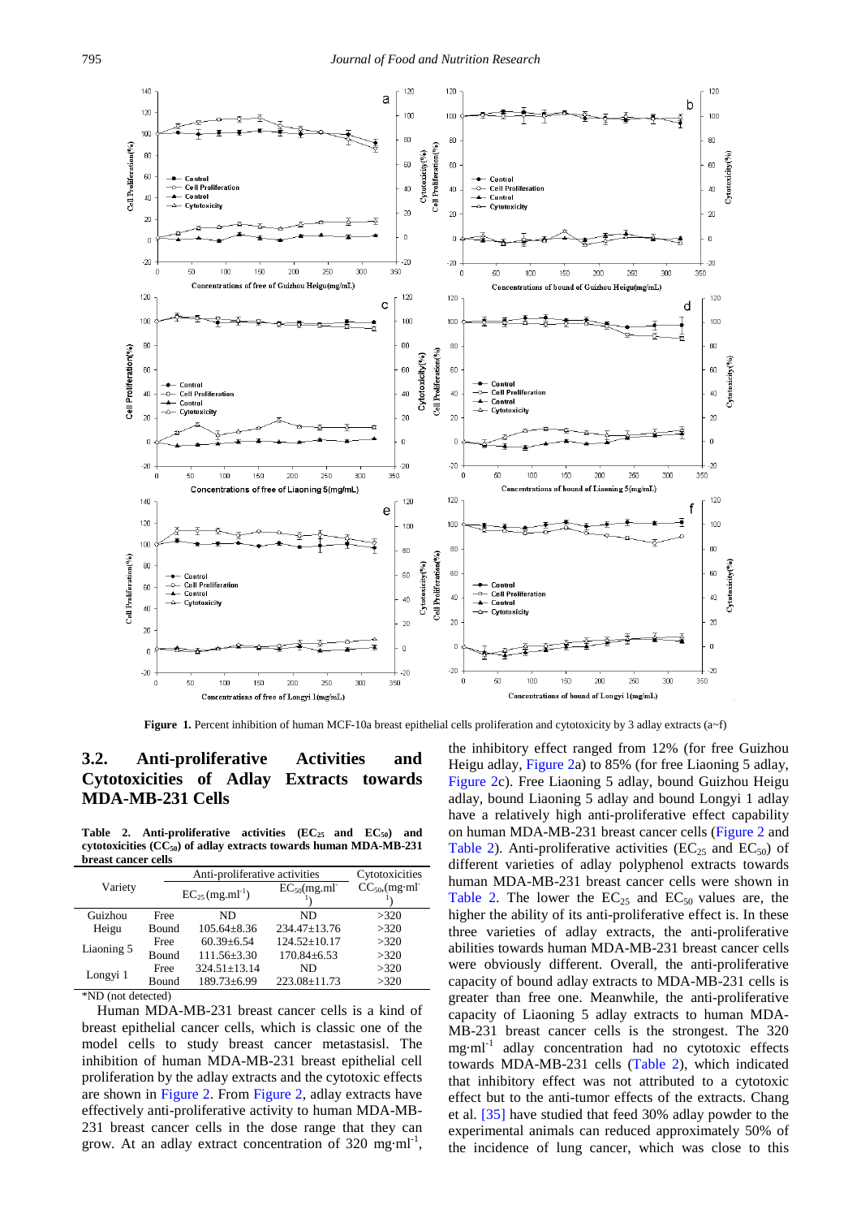Figure 1. Percent inhibition of human MCF-10a breast epithelial cells proliferation and cytotoxicity by 3 adlay extracts (a~f)

## 3.2. Anti-proliferative Activities and Cytotoxicities of Adlay Extracts towards MDA-MB-231 Cells

**Table 2. Anti-proliferative activities ($EC_{25}$ and $EC_{50}$) and cytotoxicities ($CC_{50}$) of adlay extracts towards human MDA-MB-231 breast cancer cells**

| Variety | | Anti-proliferative activities | | Cytotoxicities |
|---|---|---|---|---|
| | | $EC_{25}$ (mg.ml$^{-1}$) | $EC_{50}$(mg.ml$^{-1}$) | $CC_{50}$,(mg·ml$^{-1}$) |
| Guizhou Heigu | Free | ND | ND | >320 |
| | Bound | 105.64±8.36 | 234.47±13.76 | >320 |
| Liaoning 5 | Free | 60.39±6.54 | 124.52±10.17 | >320 |
| | Bound | 111.56±3.30 | 170.84±6.53 | >320 |
| Longyi 1 | Free | 324.51±13.14 | ND | >320 |
| | Bound | 189.73±6.99 | 223.08±11.73 | >320 |

*ND (not detected)

Human MDA-MB-231 breast cancer cells is a kind of breast epithelial cancer cells, which is classic one of the model cells to study breast cancer metastasisl. The inhibition of human MDA-MB-231 breast epithelial cell proliferation by the adlay extracts and the cytotoxic effects are shown in Figure 2. From Figure 2, adlay extracts have effectively anti-proliferative activity to human MDA-MB-231 breast cancer cells in the dose range that they can grow. At an adlay extract concentration of 320 mg·ml$^{-1}$, the inhibitory effect ranged from 12% (for free Guizhou Heigu adlay, Figure 2a) to 85% (for free Liaoning 5 adlay, Figure 2c). Free Liaoning 5 adlay, bound Guizhou Heigu adlay, bound Liaoning 5 adlay and bound Longyi 1 adlay have a relatively high anti-proliferative effect capability on human MDA-MB-231 breast cancer cells (Figure 2 and Table 2). Anti-proliferative activities ($EC_{25}$ and $EC_{50}$) of different varieties of adlay polyphenol extracts towards human MDA-MB-231 breast cancer cells were shown in Table 2. The lower the $EC_{25}$ and $EC_{50}$ values are, the higher the ability of its anti-proliferative effect is. In these three varieties of adlay extracts, the anti-proliferative abilities towards human MDA-MB-231 breast cancer cells were obviously different. Overall, the anti-proliferative capacity of bound adlay extracts to MDA-MB-231 cells is greater than free one. Meanwhile, the anti-proliferative capacity of Liaoning 5 adlay extracts to human MDA-MB-231 breast cancer cells is the strongest. The 320 mg·ml$^{-1}$ adlay concentration had no cytotoxic effects towards MDA-MB-231 cells (Table 2), which indicated that inhibitory effect was not attributed to a cytotoxic effect but to the anti-tumor effects of the extracts. Chang et al. [35] have studied that feed 30% adlay powder to the experimental animals can reduced approximately 50% of the incidence of lung cancer, which was close to this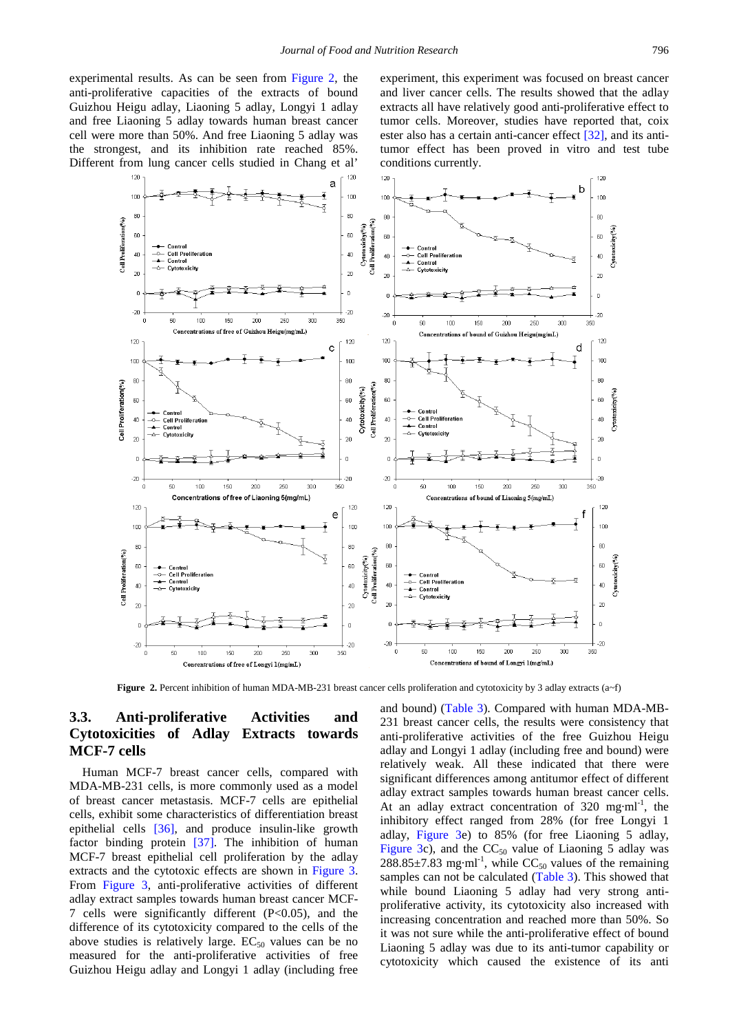experimental results. As can be seen from Figure 2, the anti-proliferative capacities of the extracts of bound Guizhou Heigu adlay, Liaoning 5 adlay, Longyi 1 adlay and free Liaoning 5 adlay towards human breast cancer cell were more than 50%. And free Liaoning 5 adlay was the strongest, and its inhibition rate reached 85%. Different from lung cancer cells studied in Chang et al' experiment, this experiment was focused on breast cancer and liver cancer cells. The results showed that the adlay extracts all have relatively good anti-proliferative effect to tumor cells. Moreover, studies have reported that, coix ester also has a certain anti-cancer effect [32], and its anti-tumor effect has been proved in vitro and test tube conditions currently.

**Figure 2.** Percent inhibition of human MDA-MB-231 breast cancer cells proliferation and cytotoxicity by 3 adlay extracts (a~f)

## 3.3. Anti-proliferative Activities and Cytotoxicities of Adlay Extracts towards MCF-7 cells

Human MCF-7 breast cancer cells, compared with MDA-MB-231 cells, is more commonly used as a model of breast cancer metastasis. MCF-7 cells are epithelial cells, exhibit some characteristics of differentiation breast epithelial cells [36], and produce insulin-like growth factor binding protein [37]. The inhibition of human MCF-7 breast epithelial cell proliferation by the adlay extracts and the cytotoxic effects are shown in Figure 3. From Figure 3, anti-proliferative activities of different adlay extract samples towards human breast cancer MCF-7 cells were significantly different ($P<0.05$), and the difference of its cytotoxicity compared to the cells of the above studies is relatively large. $EC_{50}$ values can be no measured for the anti-proliferative activities of free Guizhou Heigu adlay and Longyi 1 adlay (including free and bound) (Table 3). Compared with human MDA-MB-231 breast cancer cells, the results were consistency that anti-proliferative activities of the free Guizhou Heigu adlay and Longyi 1 adlay (including free and bound) were relatively weak. All these indicated that there were significant differences among antitumor effect of different adlay extract samples towards human breast cancer cells. At an adlay extract concentration of 320 $mg{\cdot}ml^{-1}$, the inhibitory effect ranged from 28% (for free Longyi 1 adlay, Figure 3e) to 85% (for free Liaoning 5 adlay, Figure 3c), and the $CC_{50}$ value of Liaoning 5 adlay was $288.85{\pm}7.83$ $mg{\cdot}ml^{-1}$, while $CC_{50}$ values of the remaining samples can not be calculated (Table 3). This showed that while bound Liaoning 5 adlay had very strong anti-proliferative activity, its cytotoxicity also increased with increasing concentration and reached more than 50%. So it was not sure while the anti-proliferative effect of bound Liaoning 5 adlay was due to its anti-tumor capability or cytotoxicity which caused the existence of its anti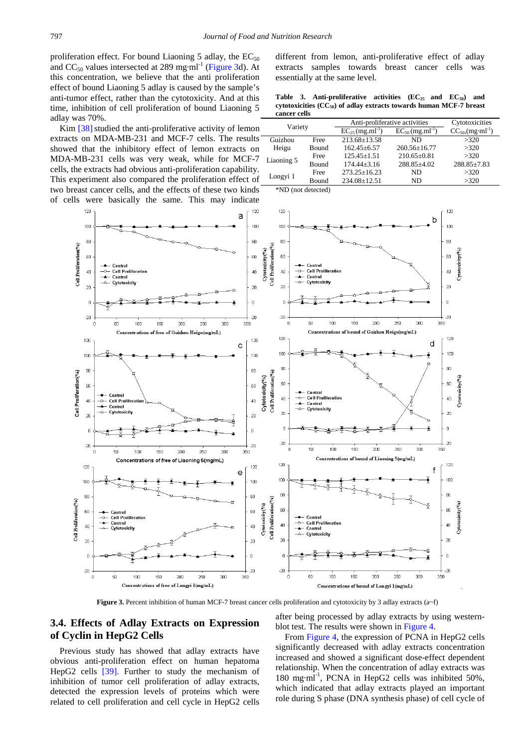proliferation effect. For bound Liaoning 5 adlay, the $EC_{50}$ and $CC_{50}$ values intersected at 289 $mg \cdot ml^{-1}$ (Figure 3d). At this concentration, we believe that the anti proliferation effect of bound Liaoning 5 adlay is caused by the sample's anti-tumor effect, rather than the cytotoxicity. And at this time, inhibition of cell proliferation of bound Liaoning 5 adlay was 70%.

Kim [38] studied the anti-proliferative activity of lemon extracts on MDA-MB-231 and MCF-7 cells. The results showed that the inhibitory effect of lemon extracts on MDA-MB-231 cells was very weak, while for MCF-7 cells, the extracts had obvious anti-proliferation capability. This experiment also compared the proliferation effect of two breast cancer cells, and the effects of these two kinds of cells were basically the same. This may indicate different from lemon, anti-proliferative effect of adlay extracts samples towards breast cancer cells was essentially at the same level.

**Table 3. Anti-proliferative activities ($EC_{25}$ and $EC_{50}$) and cytotoxicities ($CC_{50}$) of adlay extracts towards human MCF-7 breast cancer cells**

| Variety | | Anti-proliferative activities | | Cytotoxicities |
|---|---|---|---|---|
| | | $EC_{25}$ ($mg.ml^{-1}$) | $EC_{50}$ ($mg.ml^{-1}$) | $CC_{50}$ ($mg \cdot ml^{-1}$) |
| Guizhou Heigu | Free | 213.68±13.58 | ND | >320 |
| | Bound | 162.45±6.57 | 260.56±16.77 | >320 |
| Liaoning 5 | Free | 125.45±1.51 | 210.65±0.81 | >320 |
| | Bound | 174.44±3.16 | 288.85±4.02 | 288.85±7.83 |
| Longyi 1 | Free | 273.25±16.23 | ND | >320 |
| | Bound | 234.08±12.51 | ND | >320 |

*ND (not detected)

**Figure 3.** Percent inhibition of human MCF-7 breast cancer cells proliferation and cytotoxicity by 3 adlay extracts (a~f)

## 3.4. Effects of Adlay Extracts on Expression of Cyclin in HepG2 Cells

Previous study has showed that adlay extracts have obvious anti-proliferation effect on human hepatoma HepG2 cells [39]. Further to study the mechanism of inhibition of tumor cell proliferation of adlay extracts, detected the expression levels of proteins which were related to cell proliferation and cell cycle in HepG2 cells after being processed by adlay extracts by using western-blot test. The results were shown in Figure 4.

From Figure 4, the expression of PCNA in HepG2 cells significantly decreased with adlay extracts concentration increased and showed a significant dose-effect dependent relationship. When the concentration of adlay extracts was 180 $mg \cdot ml^{-1}$, PCNA in HepG2 cells was inhibited 50%, which indicated that adlay extracts played an important role during S phase (DNA synthesis phase) of cell cycle of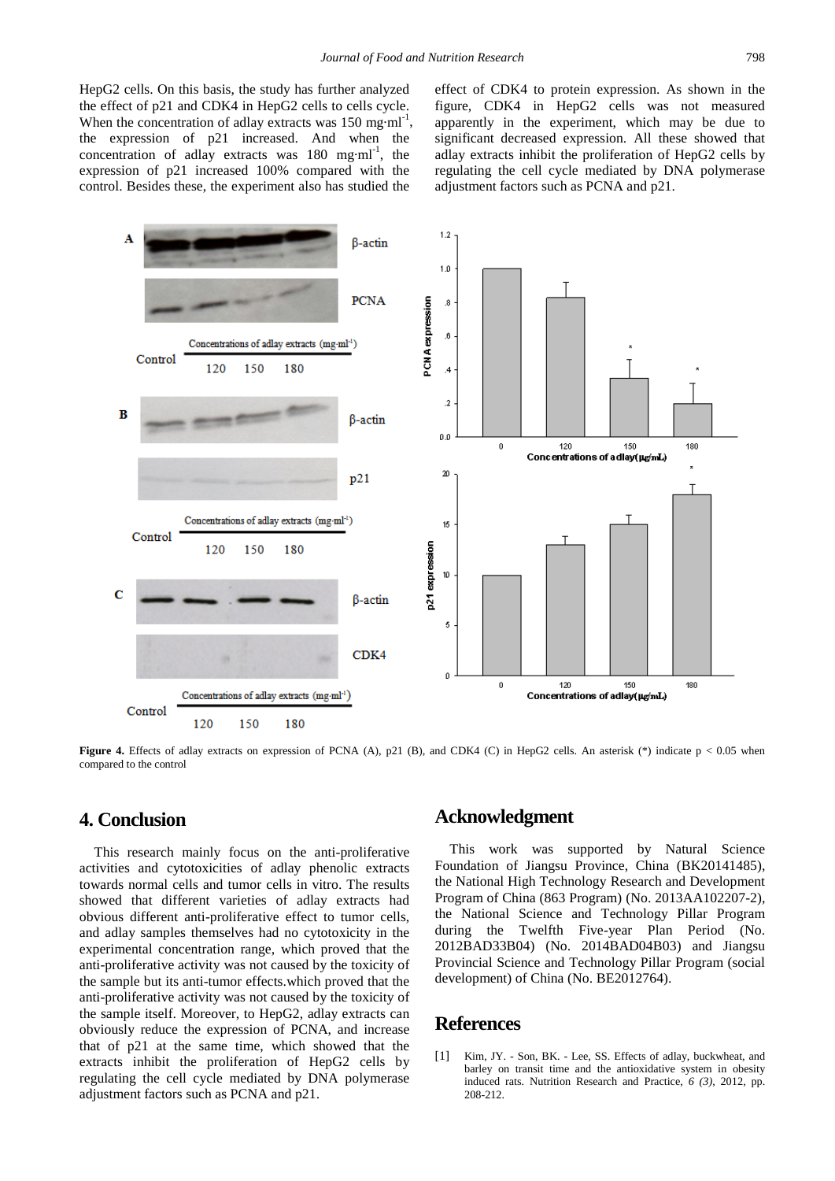HepG2 cells. On this basis, the study has further analyzed the effect of p21 and CDK4 in HepG2 cells to cells cycle. When the concentration of adlay extracts was 150 mg·ml$^{-1}$, the expression of p21 increased. And when the concentration of adlay extracts was 180 mg·ml$^{-1}$, the expression of p21 increased 100% compared with the control. Besides these, the experiment also has studied the effect of CDK4 to protein expression. As shown in the figure, CDK4 in HepG2 cells was not measured apparently in the experiment, which may be due to significant decreased expression. All these showed that adlay extracts inhibit the proliferation of HepG2 cells by regulating the cell cycle mediated by DNA polymerase adjustment factors such as PCNA and p21.

**Figure 4.** Effects of adlay extracts on expression of PCNA (A), p21 (B), and CDK4 (C) in HepG2 cells. An asterisk (*) indicate $p < 0.05$ when compared to the control

## 4. Conclusion

This research mainly focus on the anti-proliferative activities and cytotoxicities of adlay phenolic extracts towards normal cells and tumor cells in vitro. The results showed that different varieties of adlay extracts had obvious different anti-proliferative effect to tumor cells, and adlay samples themselves had no cytotoxicity in the experimental concentration range, which proved that the anti-proliferative activity was not caused by the toxicity of the sample but its anti-tumor effects.which proved that the anti-proliferative activity was not caused by the toxicity of the sample itself. Moreover, to HepG2, adlay extracts can obviously reduce the expression of PCNA, and increase that of p21 at the same time, which showed that the extracts inhibit the proliferation of HepG2 cells by regulating the cell cycle mediated by DNA polymerase adjustment factors such as PCNA and p21.

## Acknowledgment

This work was supported by Natural Science Foundation of Jiangsu Province, China (BK20141485), the National High Technology Research and Development Program of China (863 Program) (No. 2013AA102207-2), the National Science and Technology Pillar Program during the Twelfth Five-year Plan Period (No. 2012BAD33B04) (No. 2014BAD04B03) and Jiangsu Provincial Science and Technology Pillar Program (social development) of China (No. BE2012764).

## References

[1] Kim, JY. - Son, BK. - Lee, SS. Effects of adlay, buckwheat, and barley on transit time and the antioxidative system in obesity induced rats. Nutrition Research and Practice, *6 (3)*, 2012, pp. 208-212.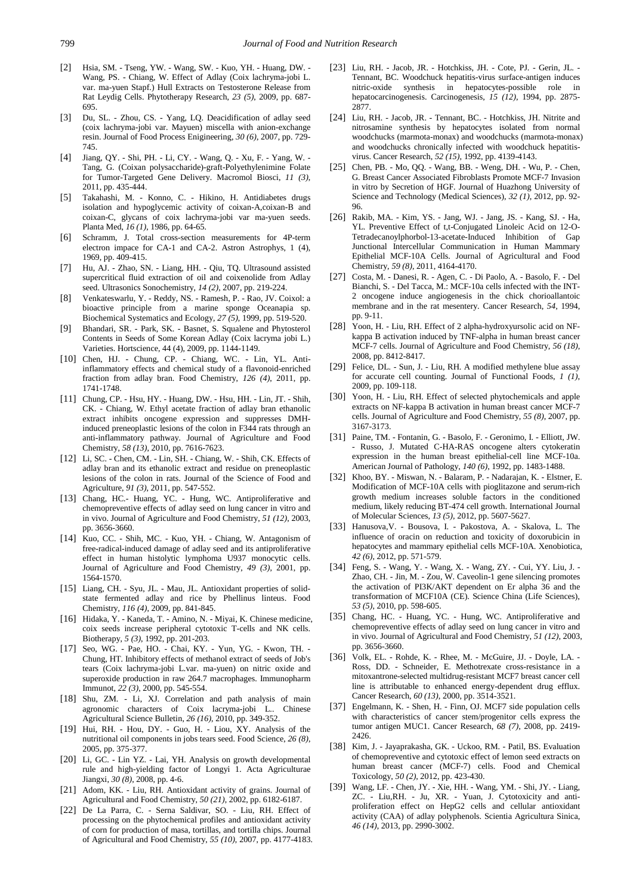[2] Hsia, SM. - Tseng, YW. - Wang, SW. - Kuo, YH. - Huang, DW. - Wang, PS. - Chiang, W. Effect of Adlay (Coix lachryma-jobi L. var. ma-yuen Stapf.) Hull Extracts on Testosterone Release from Rat Leydig Cells. Phytotherapy Research, *23 (5)*, 2009, pp. 687-695.

[3] Du, SL. - Zhou, CS. - Yang, LQ. Deacidification of adlay seed (coix lachryma-jobi var. Mayuen) miscella with anion-exchange resin. Journal of Food Process Enigineering, *30 (6)*, 2007, pp. 729-745.

[4] Jiang, QY. - Shi, PH. - Li, CY. - Wang, Q. - Xu, F. - Yang, W. - Tang, G. (Coixan polysaccharide)-graft-Polyethylenimine Folate for Tumor-Targeted Gene Delivery. Macromol Biosci, *11 (3)*, 2011, pp. 435-444.

[5] Takahashi, M. - Konno, C. - Hikino, H. Antidiabetes drugs isolation and hypoglycemic activity of coixan-A,coixan-B and coixan-C, glycans of coix lachryma-jobi var ma-yuen seeds. Planta Med, *16 (1)*, 1986, pp. 64-65.

[6] Schramm, J. Total cross-section measurements for 4P-term electron impace for CA-1 and CA-2. Astron Astrophys, 1 (4), 1969, pp. 409-415.

[7] Hu, AJ. - Zhao, SN. - Liang, HH. - Qiu, TQ. Ultrasound assisted supercritical fluid extraction of oil and coixenolide from Adlay seed. Ultrasonics Sonochemistry, *14 (2)*, 2007, pp. 219-224.

[8] Venkateswarlu, Y. - Reddy, NS. - Ramesh, P. - Rao, JV. Coixol: a bioactive principle from a marine sponge Oceanapia sp. Biochemical Systematics and Ecology, *27 (5)*, 1999, pp. 519-520.

[9] Bhandari, SR. - Park, SK. - Basnet, S. Squalene and Phytosterol Contents in Seeds of Some Korean Adlay (Coix lacryma jobi L.) Varieties. Hortscience, 44 (4), 2009, pp. 1144-1149.

[10] Chen, HJ. - Chung, CP. - Chiang, WC. - Lin, YL. Anti-inflammatory effects and chemical study of a flavonoid-enriched fraction from adlay bran. Food Chemistry, *126 (4)*, 2011, pp. 1741-1748.

[11] Chung, CP. - Hsu, HY. - Huang, DW. - Hsu, HH. - Lin, JT. - Shih, CK. - Chiang, W. Ethyl acetate fraction of adlay bran ethanolic extract inhibits oncogene expression and suppresses DMH-induced preneoplastic lesions of the colon in F344 rats through an anti-inflammatory pathway. Journal of Agriculture and Food Chemistry, *58 (13)*, 2010, pp. 7616-7623.

[12] Li, SC. - Chen, CM. - Lin, SH. - Chiang, W. - Shih, CK. Effects of adlay bran and its ethanolic extract and residue on preneoplastic lesions of the colon in rats. Journal of the Science of Food and Agriculture, *91 (3)*, 2011, pp. 547-552.

[13] Chang, HC.- Huang, YC. - Hung, WC. Antiproliferative and chemopreventive effects of adlay seed on lung cancer in vitro and in vivo. Journal of Agriculture and Food Chemistry, *51 (12)*, 2003, pp. 3656-3660.

[14] Kuo, CC. - Shih, MC. - Kuo, YH. - Chiang, W. Antagonism of free-radical-induced damage of adlay seed and its antiproliferative effect in human histolytic lymphoma U937 monocytic cells. Journal of Agriculture and Food Chemistry, *49 (3)*, 2001, pp. 1564-1570.

[15] Liang, CH. - Syu, JL. - Mau, JL. Antioxidant properties of solid-state fermented adlay and rice by Phellinus linteus. Food Chemistry, *116 (4)*, 2009, pp. 841-845.

[16] Hidaka, Y. - Kaneda, T. - Amino, N. - Miyai, K. Chinese medicine, coix seeds increase peripheral cytotoxic T-cells and NK cells. Biotherapy, *5 (3)*, 1992, pp. 201-203.

[17] Seo, WG. - Pae, HO. - Chai, KY. - Yun, YG. - Kwon, TH. - Chung, HT. Inhibitory effects of methanol extract of seeds of Job's tears (Coix lachryma-jobi L.var. ma-yuen) on nitric oxide and superoxide production in raw 264.7 macrophages. Immunopharm Immunot, *22 (3)*, 2000, pp. 545-554.

[18] Shu, ZM. - Li, XJ. Correlation and path analysis of main agronomic characters of Coix lacryma-jobi L.. Chinese Agricultural Science Bulletin, *26 (16)*, 2010, pp. 349-352.

[19] Hui, RH. - Hou, DY. - Guo, H. - Liou, XY. Analysis of the nutritional oil components in jobs tears seed. Food Science, *26 (8)*, 2005, pp. 375-377.

[20] Li, GC. - Lin YZ. - Lai, YH. Analysis on growth developmental rule and high-yielding factor of Longyi 1. Acta Agriculturae Jiangxi, *30 (8)*, 2008, pp. 4-6.

[21] Adom, KK. - Liu, RH. Antioxidant activity of grains. Journal of Agricultural and Food Chemistry, *50 (21)*, 2002, pp. 6182-6187.

[22] De La Parra, C. - Serna Saldivar, SO. - Liu, RH. Effect of processing on the phytochemical profiles and antioxidant activity of corn for production of masa, tortillas, and tortilla chips. Journal of Agricultural and Food Chemistry, *55 (10)*, 2007, pp. 4177-4183.

[23] Liu, RH. - Jacob, JR. - Hotchkiss, JH. - Cote, PJ. - Gerin, JL. - Tennant, BC. Woodchuck hepatitis-virus surface-antigen induces nitric-oxide synthesis in hepatocytes-possible role in hepatocarcinogenesis. Carcinogenesis, *15 (12)*, 1994, pp. 2875-2877.

[24] Liu, RH. - Jacob, JR. - Tennant, BC. - Hotchkiss, JH. Nitrite and nitrosamine synthesis by hepatocytes isolated from normal woodchucks (marmota-monax) and woodchucks (marmota-monax) and woodchucks chronically infected with woodchuck hepatitis-virus. Cancer Research, *52 (15)*, 1992, pp. 4139-4143.

[25] Chen, PB. - Mo, QQ. - Wang, BB. - Weng, DH. - Wu, P. - Chen, G. Breast Cancer Associated Fibroblasts Promote MCF-7 Invasion in vitro by Secretion of HGF. Journal of Huazhong University of Science and Technology (Medical Sciences), *32 (1)*, 2012, pp. 92-96.

[26] Rakib, MA. - Kim, YS. - Jang, WJ. - Jang, JS. - Kang, SJ. - Ha, YL. Preventive Effect of t,t-Conjugated Linoleic Acid on 12-O-Tetradecanoylphorbol-13-acetate-Induced Inhibition of Gap Junctional Intercellular Communication in Human Mammary Epithelial MCF-10A Cells. Journal of Agricultural and Food Chemistry, *59 (8)*, 2011, 4164-4170.

[27] Costa, M. - Danesi, R. - Agen, C. - Di Paolo, A. - Basolo, F. - Del Bianchi, S. - Del Tacca, M.: MCF-10a cells infected with the INT-2 oncogene induce angiogenesis in the chick chorioallantoic membrane and in the rat mesentery. Cancer Research, *54*, 1994, pp. 9-11.

[28] Yoon, H. - Liu, RH. Effect of 2 alpha-hydroxyursolic acid on NF-kappa B activation induced by TNF-alpha in human breast cancer MCF-7 cells. Journal of Agriculture and Food Chemistry, *56 (18)*, 2008, pp. 8412-8417.

[29] Felice, DL. - Sun, J. - Liu, RH. A modified methylene blue assay for accurate cell counting. Journal of Functional Foods, *1 (1)*, 2009, pp. 109-118.

[30] Yoon, H. - Liu, RH. Effect of selected phytochemicals and apple extracts on NF-kappa B activation in human breast cancer MCF-7 cells. Journal of Agriculture and Food Chemistry, *55 (8)*, 2007, pp. 3167-3173.

[31] Paine, TM. - Fontanin, G. - Basolo, F. - Geronimo, I. - Elliott, JW. - Russo, J. Mutated C-HA-RAS oncogene alters cytokeratin expression in the human breast epithelial-cell line MCF-10a. American Journal of Pathology, *140 (6)*, 1992, pp. 1483-1488.

[32] Khoo, BY. - Miswan, N. - Balaram, P. - Nadarajan, K. - Elstner, E. Modification of MCF-10A cells with pioglitazone and serum-rich growth medium increases soluble factors in the conditioned medium, likely reducing BT-474 cell growth. International Journal of Molecular Sciences, *13 (5)*, 2012, pp. 5607-5627.

[33] Hanusova,V. - Bousova, I. - Pakostova, A. - Skalova, L. The influence of oracin on reduction and toxicity of doxorubicin in hepatocytes and mammary epithelial cells MCF-10A. Xenobiotica, *42 (6)*, 2012, pp. 571-579.

[34] Feng, S. - Wang, Y. - Wang, X. - Wang, ZY. - Cui, YY. Liu, J. - Zhao, CH. - Jin, M. - Zou, W. Caveolin-1 gene silencing promotes the activation of PI3K/AKT dependent on Er alpha 36 and the transformation of MCF10A (CE). Science China (Life Sciences), *53 (5)*, 2010, pp. 598-605.

[35] Chang, HC. - Huang, YC. - Hung, WC. Antiproliferative and chemopreventive effects of adlay seed on lung cancer in vitro and in vivo. Journal of Agricultural and Food Chemistry, *51 (12)*, 2003, pp. 3656-3660.

[36] Volk, EL. - Rohde, K. - Rhee, M. - McGuire, JJ. - Doyle, LA. - Ross, DD. - Schneider, E. Methotrexate cross-resistance in a mitoxantrone-selected multidrug-resistant MCF7 breast cancer cell line is attributable to enhanced energy-dependent drug efflux. Cancer Research, *60 (13)*, 2000, pp. 3514-3521.

[37] Engelmann, K. - Shen, H. - Finn, OJ. MCF7 side population cells with characteristics of cancer stem/progenitor cells express the tumor antigen MUC1. Cancer Research, *68 (7)*, 2008, pp. 2419-2426.

[38] Kim, J. - Jayaprakasha, GK. - Uckoo, RM. - Patil, BS. Evaluation of chemopreventive and cytotoxic effect of lemon seed extracts on human breast cancer (MCF-7) cells. Food and Chemical Toxicology, *50 (2)*, 2012, pp. 423-430.

[39] Wang, LF. - Chen, JY. - Xie, HH. - Wang, YM. - Shi, JY. - Liang, ZC. - Liu,RH. - Ju, XR. - Yuan, J. Cytotoxicity and anti-proliferation effect on HepG2 cells and cellular antioxidant activity (CAA) of adlay polyphenols. Scientia Agricultura Sinica, *46 (14)*, 2013, pp. 2990-3002.